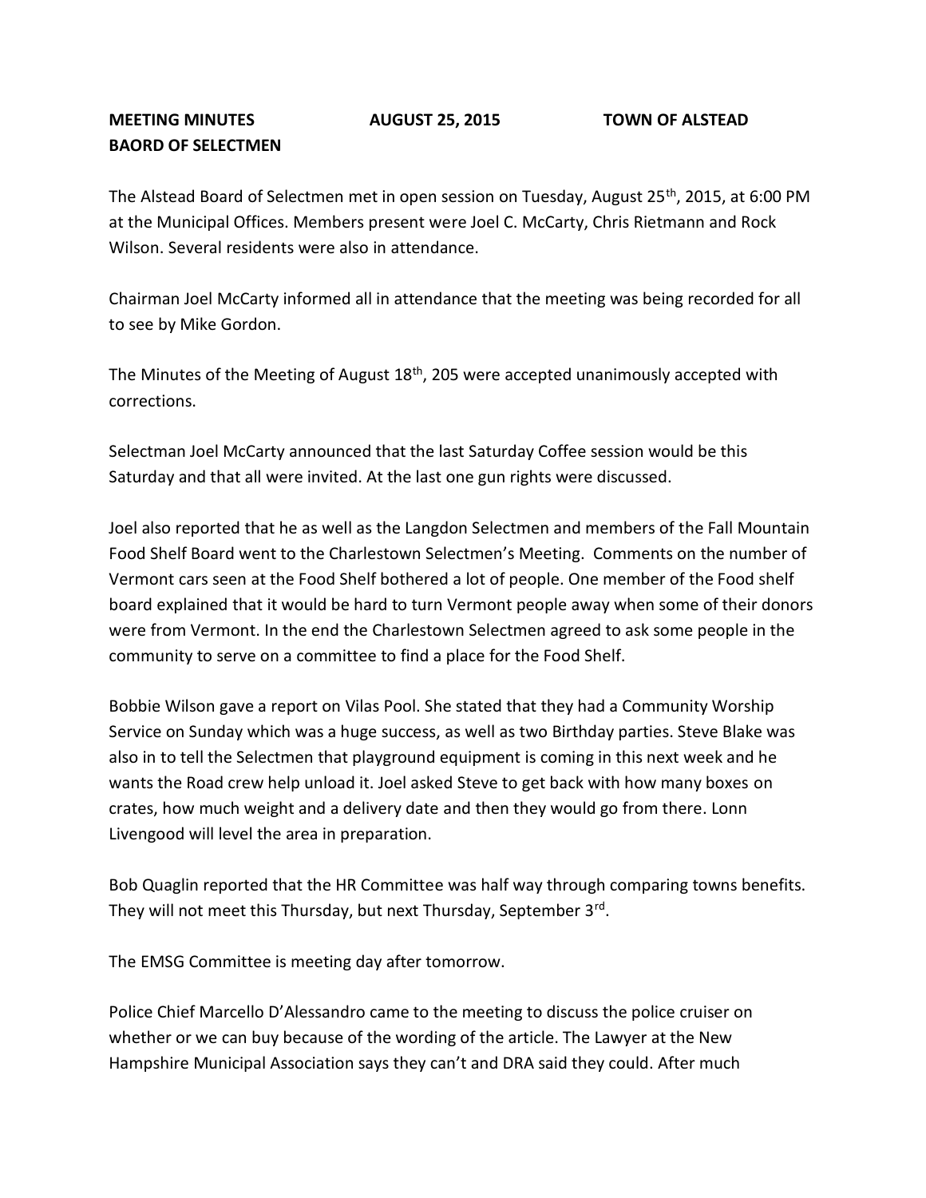**MEETING MINUTES AUGUST 25, 2015 TOWN OF ALSTEAD**
**BAORD OF SELECTMEN**

The Alstead Board of Selectmen met in open session on Tuesday, August 25th, 2015, at 6:00 PM at the Municipal Offices. Members present were Joel C. McCarty, Chris Rietmann and Rock Wilson. Several residents were also in attendance.

Chairman Joel McCarty informed all in attendance that the meeting was being recorded for all to see by Mike Gordon.

The Minutes of the Meeting of August 18th, 205 were accepted unanimously accepted with corrections.

Selectman Joel McCarty announced that the last Saturday Coffee session would be this Saturday and that all were invited. At the last one gun rights were discussed.

Joel also reported that he as well as the Langdon Selectmen and members of the Fall Mountain Food Shelf Board went to the Charlestown Selectmen's Meeting. Comments on the number of Vermont cars seen at the Food Shelf bothered a lot of people. One member of the Food shelf board explained that it would be hard to turn Vermont people away when some of their donors were from Vermont. In the end the Charlestown Selectmen agreed to ask some people in the community to serve on a committee to find a place for the Food Shelf.

Bobbie Wilson gave a report on Vilas Pool. She stated that they had a Community Worship Service on Sunday which was a huge success, as well as two Birthday parties. Steve Blake was also in to tell the Selectmen that playground equipment is coming in this next week and he wants the Road crew help unload it. Joel asked Steve to get back with how many boxes on crates, how much weight and a delivery date and then they would go from there. Lonn Livengood will level the area in preparation.

Bob Quaglin reported that the HR Committee was half way through comparing towns benefits. They will not meet this Thursday, but next Thursday, September 3rd.

The EMSG Committee is meeting day after tomorrow.

Police Chief Marcello D'Alessandro came to the meeting to discuss the police cruiser on whether or we can buy because of the wording of the article. The Lawyer at the New Hampshire Municipal Association says they can't and DRA said they could. After much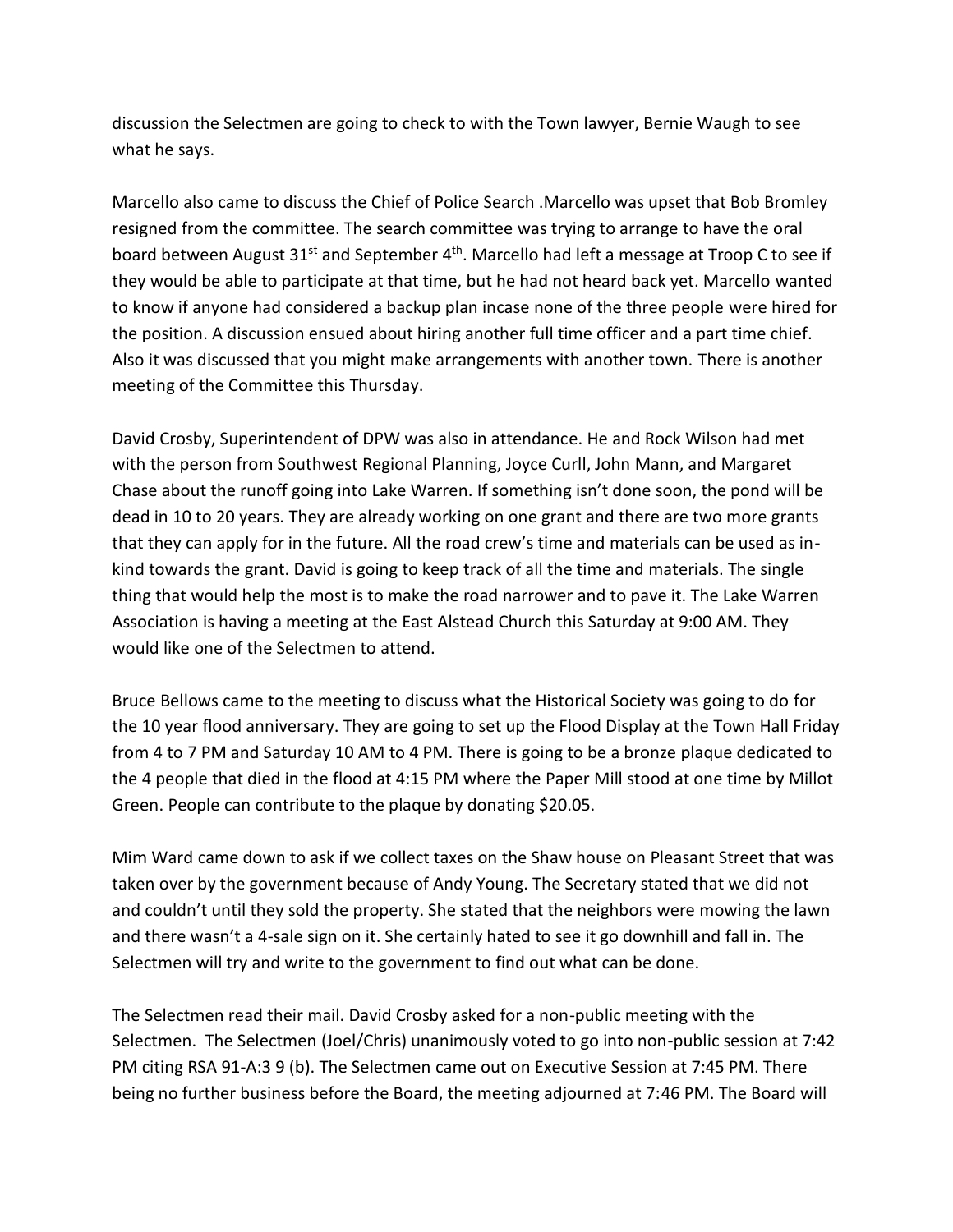discussion the Selectmen are going to check to with the Town lawyer, Bernie Waugh to see what he says.

Marcello also came to discuss the Chief of Police Search .Marcello was upset that Bob Bromley resigned from the committee. The search committee was trying to arrange to have the oral board between August 31st and September 4th. Marcello had left a message at Troop C to see if they would be able to participate at that time, but he had not heard back yet. Marcello wanted to know if anyone had considered a backup plan incase none of the three people were hired for the position. A discussion ensued about hiring another full time officer and a part time chief. Also it was discussed that you might make arrangements with another town. There is another meeting of the Committee this Thursday.

David Crosby, Superintendent of DPW was also in attendance. He and Rock Wilson had met with the person from Southwest Regional Planning, Joyce Curll, John Mann, and Margaret Chase about the runoff going into Lake Warren. If something isn't done soon, the pond will be dead in 10 to 20 years. They are already working on one grant and there are two more grants that they can apply for in the future. All the road crew's time and materials can be used as in-kind towards the grant. David is going to keep track of all the time and materials. The single thing that would help the most is to make the road narrower and to pave it. The Lake Warren Association is having a meeting at the East Alstead Church this Saturday at 9:00 AM. They would like one of the Selectmen to attend.

Bruce Bellows came to the meeting to discuss what the Historical Society was going to do for the 10 year flood anniversary. They are going to set up the Flood Display at the Town Hall Friday from 4 to 7 PM and Saturday 10 AM to 4 PM. There is going to be a bronze plaque dedicated to the 4 people that died in the flood at 4:15 PM where the Paper Mill stood at one time by Millot Green. People can contribute to the plaque by donating $20.05.

Mim Ward came down to ask if we collect taxes on the Shaw house on Pleasant Street that was taken over by the government because of Andy Young. The Secretary stated that we did not and couldn't until they sold the property. She stated that the neighbors were mowing the lawn and there wasn't a 4-sale sign on it. She certainly hated to see it go downhill and fall in. The Selectmen will try and write to the government to find out what can be done.

The Selectmen read their mail. David Crosby asked for a non-public meeting with the Selectmen. The Selectmen (Joel/Chris) unanimously voted to go into non-public session at 7:42 PM citing RSA 91-A:3 9 (b). The Selectmen came out on Executive Session at 7:45 PM. There being no further business before the Board, the meeting adjourned at 7:46 PM. The Board will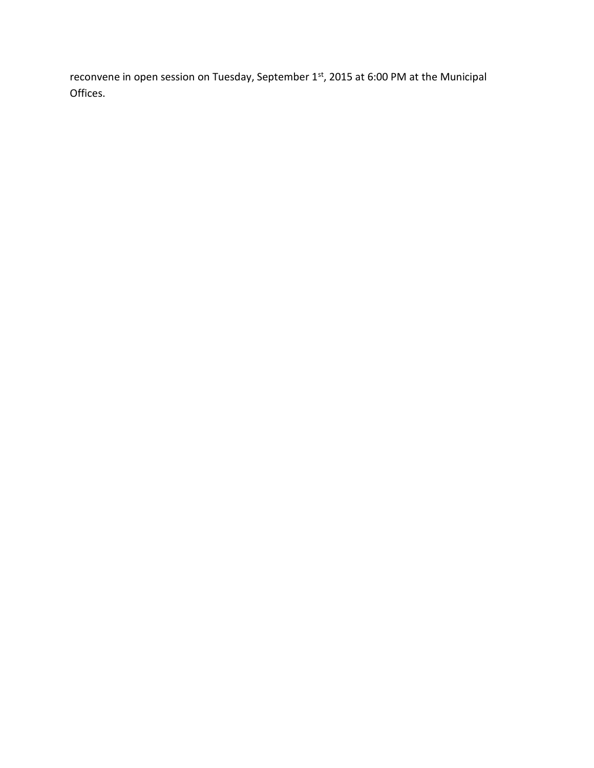reconvene in open session on Tuesday, September 1st, 2015 at 6:00 PM at the Municipal Offices.